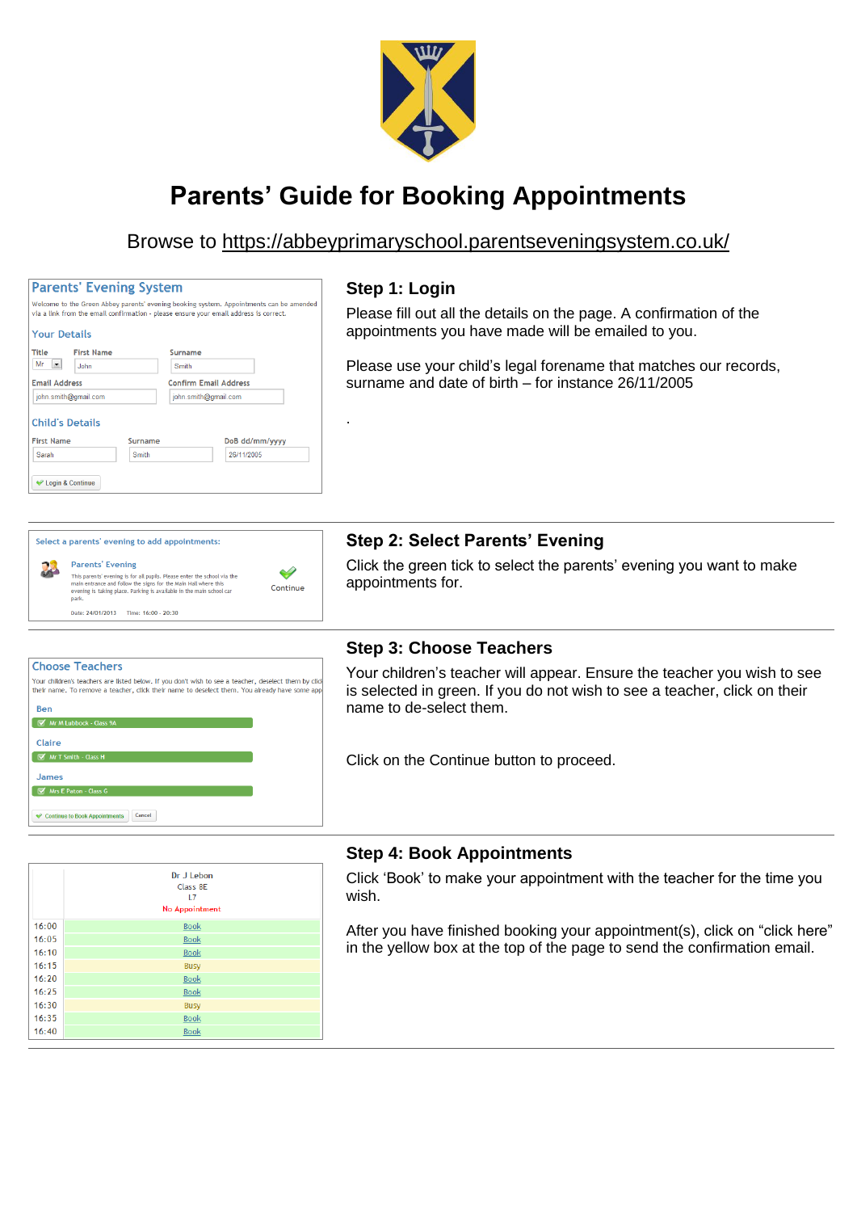# Parents' Guide for Booking Appointments

Browse to https://abbeyprimaryschool.parentseveningsystem.co.uk/

## Step 1: Login

Please fill out all the details on the page. A confirmation of the appointments you have made will be emailed to you.

Please use your child's legal forename that matches our records, surname and date of birth – for instance 26/11/2005

.

## Step 2: Select Parents' Evening

Click the green tick to select the parents' evening you want to make appointments for.

## Step 3: Choose Teachers

Your children's teacher will appear. Ensure the teacher you wish to see is selected in green. If you do not wish to see a teacher, click on their name to de-select them.

Click on the Continue button to proceed.

## Step 4: Book Appointments

Click 'Book' to make your appointment with the teacher for the time you wish.

After you have finished booking your appointment(s), click on "click here" in the yellow box at the top of the page to send the confirmation email.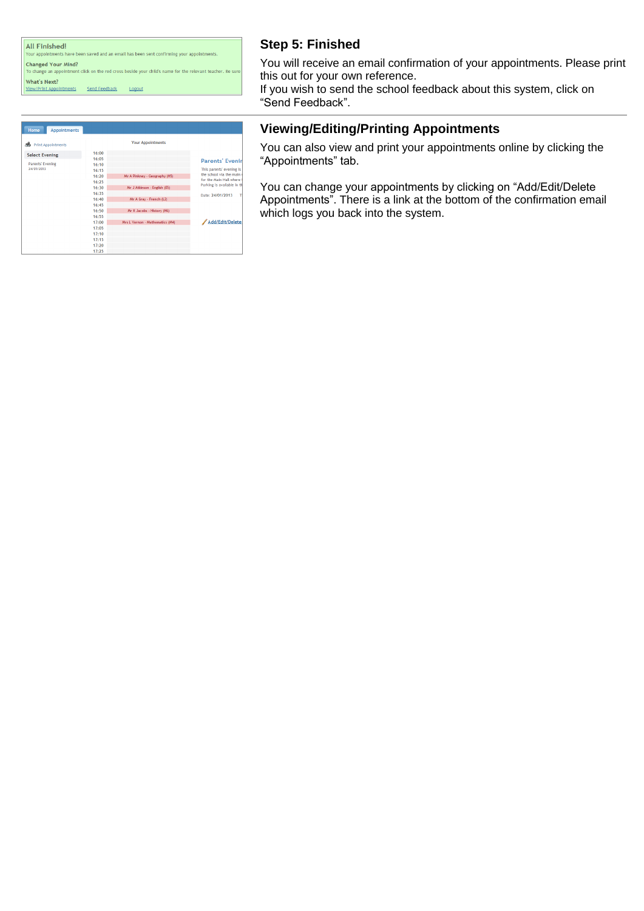## Step 5: Finished

You will receive an email confirmation of your appointments. Please print this out for your own reference.
If you wish to send the school feedback about this system, click on "Send Feedback".

## Viewing/Editing/Printing Appointments

You can also view and print your appointments online by clicking the "Appointments" tab.

You can change your appointments by clicking on "Add/Edit/Delete Appointments". There is a link at the bottom of the confirmation email which logs you back into the system.